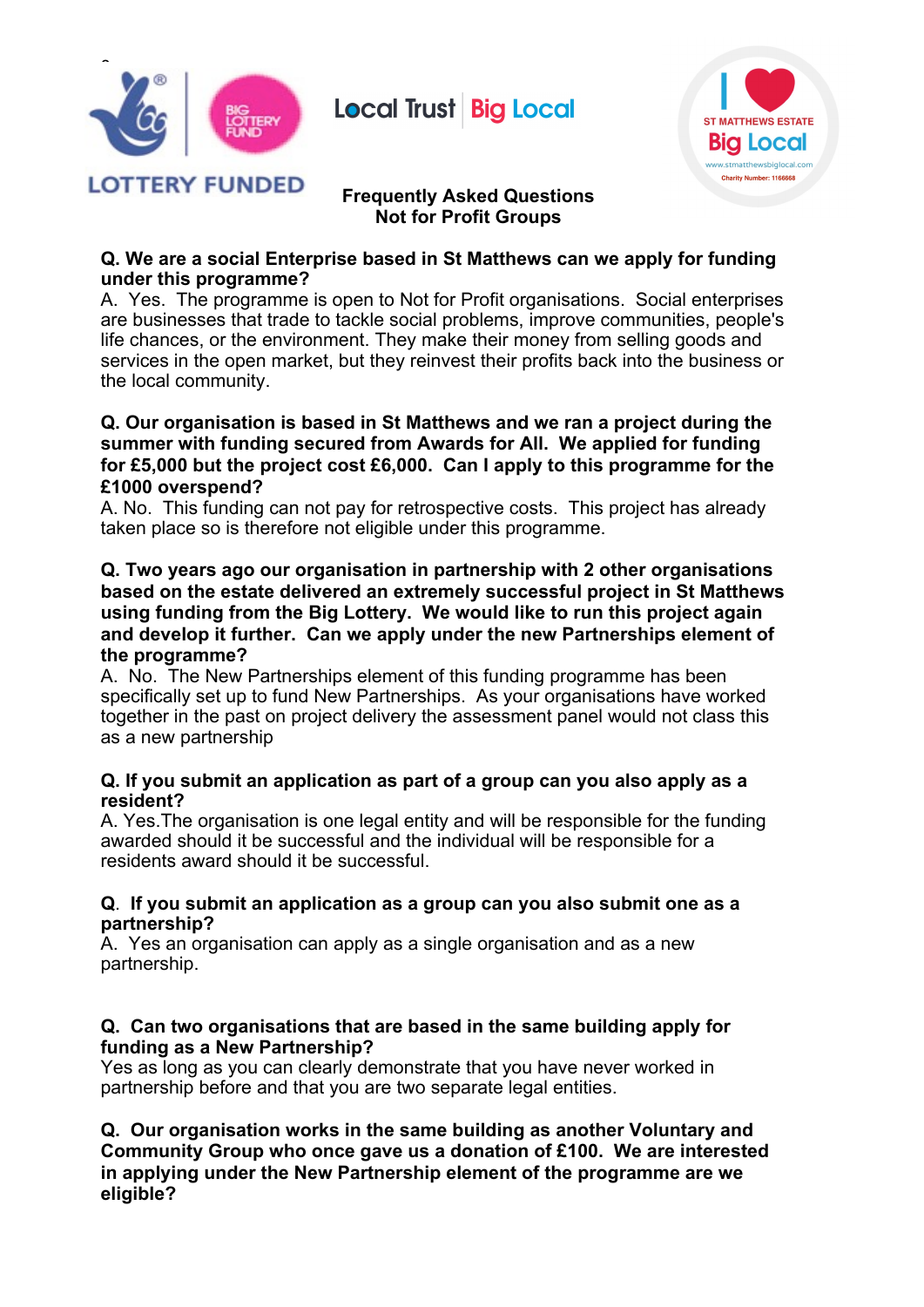LOTTERY FUNDED

Local Trust | Big Local

I ❤ ST MATTHEWS ESTATE Big Local
www.stmatthewsbiglocal.com
Charity Number: 1166668

## Frequently Asked Questions
## Not for Profit Groups

**Q. We are a social Enterprise based in St Matthews can we apply for funding under this programme?**
A. Yes. The programme is open to Not for Profit organisations. Social enterprises are businesses that trade to tackle social problems, improve communities, people's life chances, or the environment. They make their money from selling goods and services in the open market, but they reinvest their profits back into the business or the local community.

**Q. Our organisation is based in St Matthews and we ran a project during the summer with funding secured from Awards for All. We applied for funding for £5,000 but the project cost £6,000. Can I apply to this programme for the £1000 overspend?**
A. No. This funding can not pay for retrospective costs. This project has already taken place so is therefore not eligible under this programme.

**Q. Two years ago our organisation in partnership with 2 other organisations based on the estate delivered an extremely successful project in St Matthews using funding from the Big Lottery. We would like to run this project again and develop it further. Can we apply under the new Partnerships element of the programme?**
A. No. The New Partnerships element of this funding programme has been specifically set up to fund New Partnerships. As your organisations have worked together in the past on project delivery the assessment panel would not class this as a new partnership

**Q. If you submit an application as part of a group can you also apply as a resident?**
A. Yes.The organisation is one legal entity and will be responsible for the funding awarded should it be successful and the individual will be responsible for a residents award should it be successful.

**Q. If you submit an application as a group can you also submit one as a partnership?**
A. Yes an organisation can apply as a single organisation and as a new partnership.

**Q. Can two organisations that are based in the same building apply for funding as a New Partnership?**
Yes as long as you can clearly demonstrate that you have never worked in partnership before and that you are two separate legal entities.

**Q. Our organisation works in the same building as another Voluntary and Community Group who once gave us a donation of £100. We are interested in applying under the New Partnership element of the programme are we eligible?**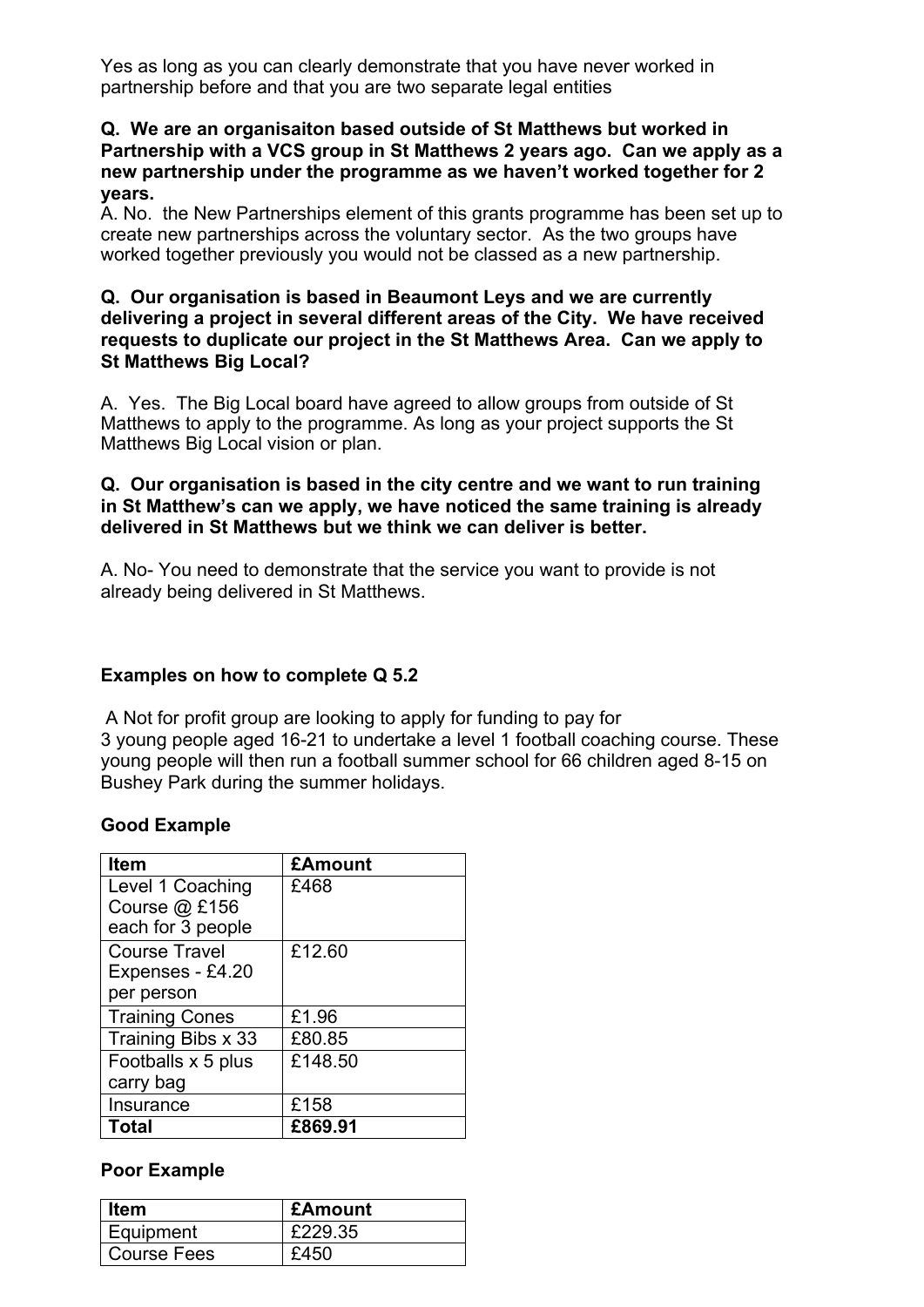Yes as long as you can clearly demonstrate that you have never worked in partnership before and that you are two separate legal entities

**Q. We are an organisaiton based outside of St Matthews but worked in Partnership with a VCS group in St Matthews 2 years ago. Can we apply as a new partnership under the programme as we haven't worked together for 2 years.**

A. No. the New Partnerships element of this grants programme has been set up to create new partnerships across the voluntary sector. As the two groups have worked together previously you would not be classed as a new partnership.

**Q. Our organisation is based in Beaumont Leys and we are currently delivering a project in several different areas of the City. We have received requests to duplicate our project in the St Matthews Area. Can we apply to St Matthews Big Local?**

A. Yes. The Big Local board have agreed to allow groups from outside of St Matthews to apply to the programme. As long as your project supports the St Matthews Big Local vision or plan.

**Q. Our organisation is based in the city centre and we want to run training in St Matthew's can we apply, we have noticed the same training is already delivered in St Matthews but we think we can deliver is better.**

A. No- You need to demonstrate that the service you want to provide is not already being delivered in St Matthews.

**Examples on how to complete Q 5.2**

A Not for profit group are looking to apply for funding to pay for 3 young people aged 16-21 to undertake a level 1 football coaching course. These young people will then run a football summer school for 66 children aged 8-15 on Bushey Park during the summer holidays.

**Good Example**

| **Item** | **£Amount** |
|---|---|
| Level 1 Coaching Course @ £156 each for 3 people | £468 |
| Course Travel Expenses - £4.20 per person | £12.60 |
| Training Cones | £1.96 |
| Training Bibs x 33 | £80.85 |
| Footballs x 5 plus carry bag | £148.50 |
| Insurance | £158 |
| **Total** | **£869.91** |

**Poor Example**

| **Item** | **£Amount** |
|---|---|
| Equipment | £229.35 |
| Course Fees | £450 |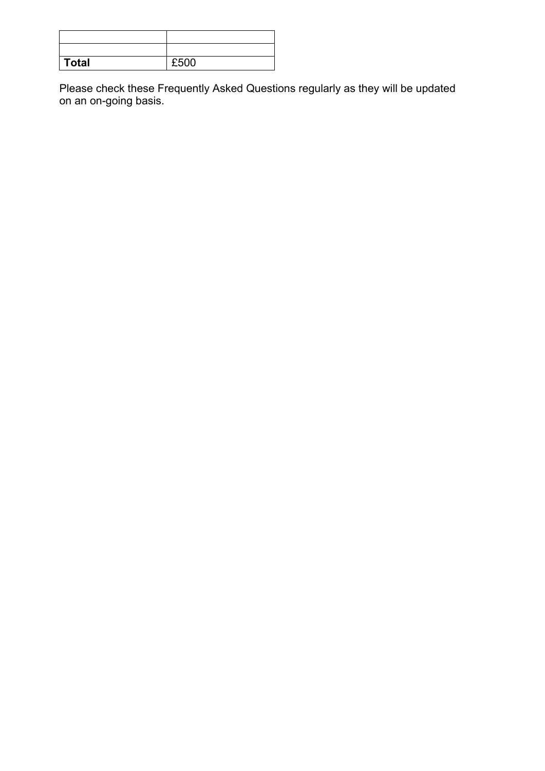| | |
|---|---|
| | |
| **Total** | £500 |

Please check these Frequently Asked Questions regularly as they will be updated on an on-going basis.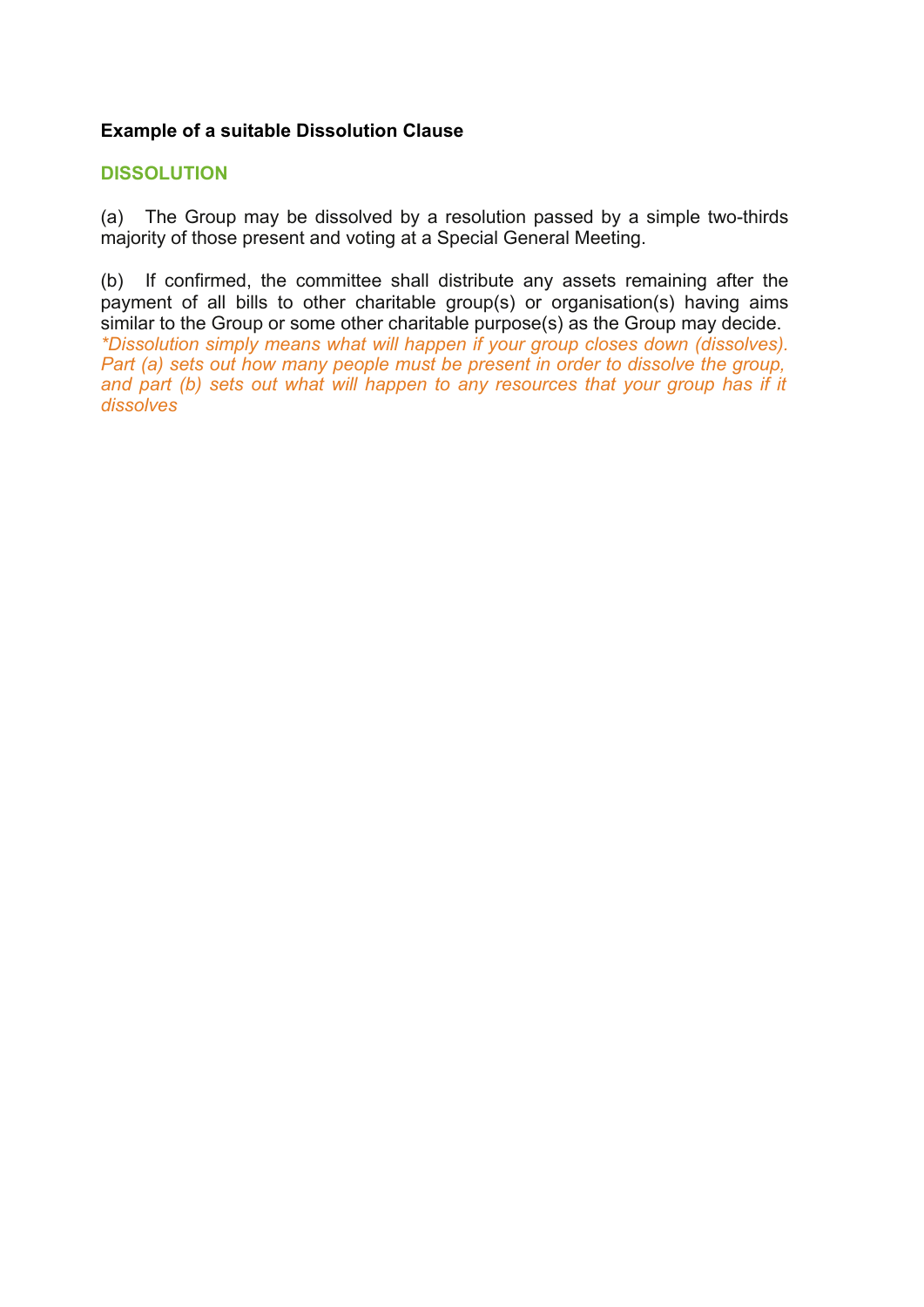**Example of a suitable Dissolution Clause**

**DISSOLUTION**

(a) The Group may be dissolved by a resolution passed by a simple two-thirds majority of those present and voting at a Special General Meeting.

(b) If confirmed, the committee shall distribute any assets remaining after the payment of all bills to other charitable group(s) or organisation(s) having aims similar to the Group or some other charitable purpose(s) as the Group may decide.
*\*Dissolution simply means what will happen if your group closes down (dissolves). Part (a) sets out how many people must be present in order to dissolve the group, and part (b) sets out what will happen to any resources that your group has if it dissolves*